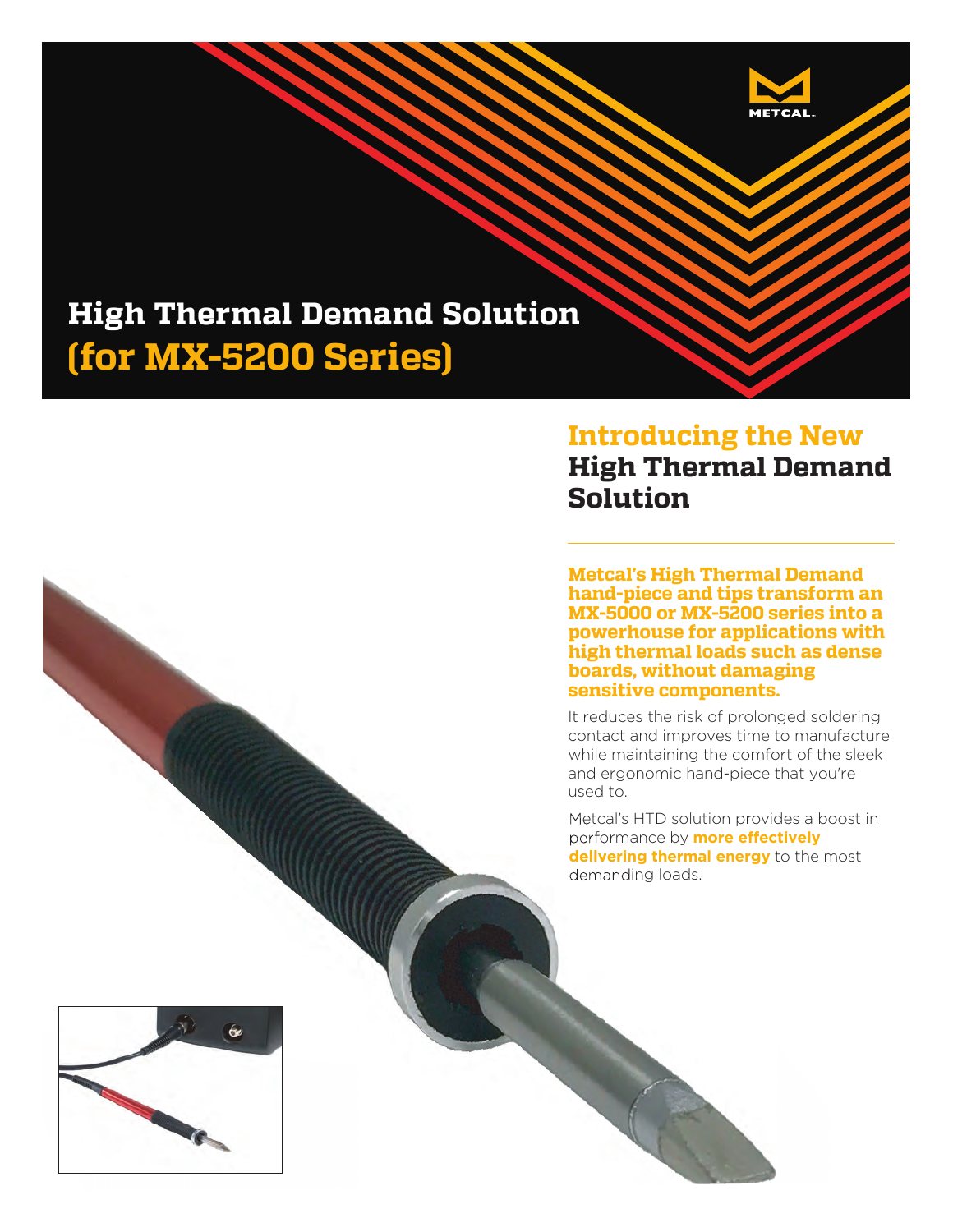# High Thermal Demand Solution (for MX-5200 Series)

## Introducing the New High Thermal Demand Solution

**Metcal's High Thermal Demand hand-piece and tips transform an MX-5000 or MX-5200 series into a powerhouse for applications with high thermal loads such as dense boards, without damaging sensitive components.**

It reduces the risk of prolonged soldering contact and improves time to manufacture while maintaining the comfort of the sleek and ergonomic hand-piece that you're used to.

Metcal's HTD solution provides a boost in performance by **more effectively delivering thermal energy** to the most demanding loads.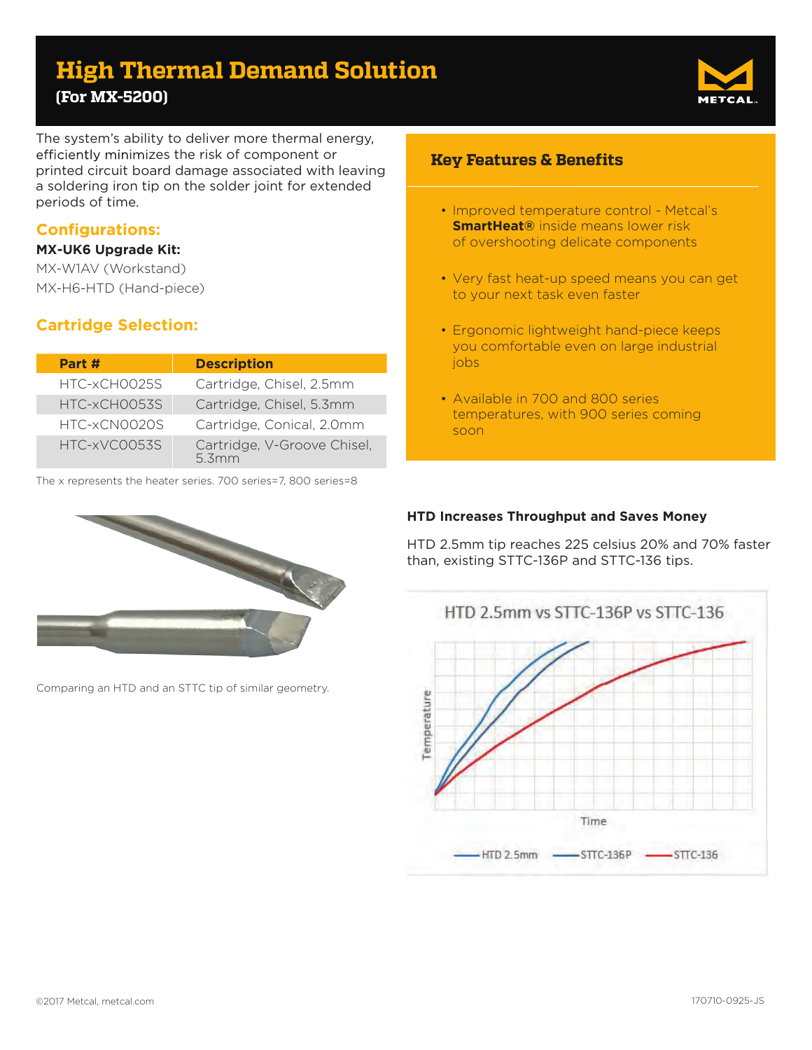# High Thermal Demand Solution

**(For MX-5200)**

The system's ability to deliver more thermal energy, efficiently minimizes the risk of component or printed circuit board damage associated with leaving a soldering iron tip on the solder joint for extended periods of time.

## Configurations:

**MX-UK6 Upgrade Kit:**

MX-W1AV (Workstand)

MX-H6-HTD (Hand-piece)

## Cartridge Selection:

| Part # | Description |
|---|---|
| HTC-xCH0025S | Cartridge, Chisel, 2.5mm |
| HTC-xCH0053S | Cartridge, Chisel, 5.3mm |
| HTC-xCN0020S | Cartridge, Conical, 2.0mm |
| HTC-xVC0053S | Cartridge, V-Groove Chisel, 5.3mm |

The x represents the heater series. 700 series=7, 800 series=8

Comparing an HTD and an STTC tip of similar geometry.

## Key Features & Benefits

- Improved temperature control - Metcal's **SmartHeat®** inside means lower risk of overshooting delicate components
- Very fast heat-up speed means you can get to your next task even faster
- Ergonomic lightweight hand-piece keeps you comfortable even on large industrial jobs
- Available in 700 and 800 series temperatures, with 900 series coming soon

### HTD Increases Throughput and Saves Money

HTD 2.5mm tip reaches 225 celsius 20% and 70% faster than, existing STTC-136P and STTC-136 tips.

HTD 2.5mm vs STTC-136P vs STTC-136

Temperature

Time

HTD 2.5mm
STTC-136P
STTC-136

©2017 Metcal, metcal.com

170710-0925-JS